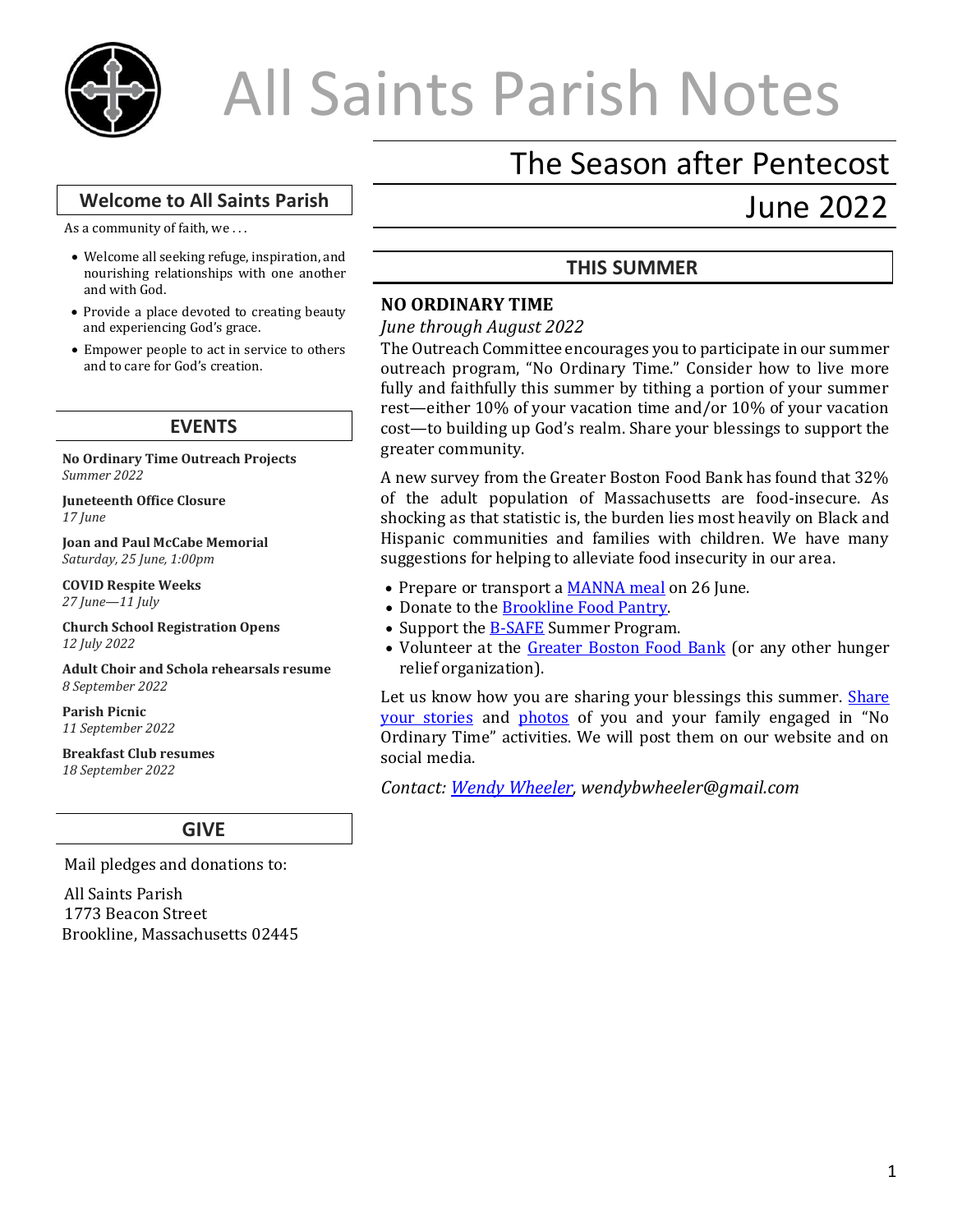# All Saints Parish Notes

## The Season after Pentecost

## June 2022

## Welcome to All Saints Parish

As a community of faith, we . . .

- Welcome all seeking refuge, inspiration, and nourishing relationships with one another and with God.
- Provide a place devoted to creating beauty and experiencing God's grace.
- Empower people to act in service to others and to care for God's creation.

## EVENTS

**No Ordinary Time Outreach Projects**
*Summer 2022*

**Juneteenth Office Closure**
*17 June*

**Joan and Paul McCabe Memorial**
*Saturday, 25 June, 1:00pm*

**COVID Respite Weeks**
*27 June—11 July*

**Church School Registration Opens**
*12 July 2022*

**Adult Choir and Schola rehearsals resume**
*8 September 2022*

**Parish Picnic**
*11 September 2022*

**Breakfast Club resumes**
*18 September 2022*

## GIVE

Mail pledges and donations to:

All Saints Parish
1773 Beacon Street
Brookline, Massachusetts 02445

## THIS SUMMER

### NO ORDINARY TIME

*June through August 2022*

The Outreach Committee encourages you to participate in our summer outreach program, "No Ordinary Time." Consider how to live more fully and faithfully this summer by tithing a portion of your summer rest—either 10% of your vacation time and/or 10% of your vacation cost—to building up God's realm. Share your blessings to support the greater community.

A new survey from the Greater Boston Food Bank has found that 32% of the adult population of Massachusetts are food-insecure. As shocking as that statistic is, the burden lies most heavily on Black and Hispanic communities and families with children. We have many suggestions for helping to alleviate food insecurity in our area.

- Prepare or transport a MANNA meal on 26 June.
- Donate to the Brookline Food Pantry.
- Support the B-SAFE Summer Program.
- Volunteer at the Greater Boston Food Bank (or any other hunger relief organization).

Let us know how you are sharing your blessings this summer. Share your stories and photos of you and your family engaged in "No Ordinary Time" activities. We will post them on our website and on social media.

*Contact: Wendy Wheeler, wendybwheeler@gmail.com*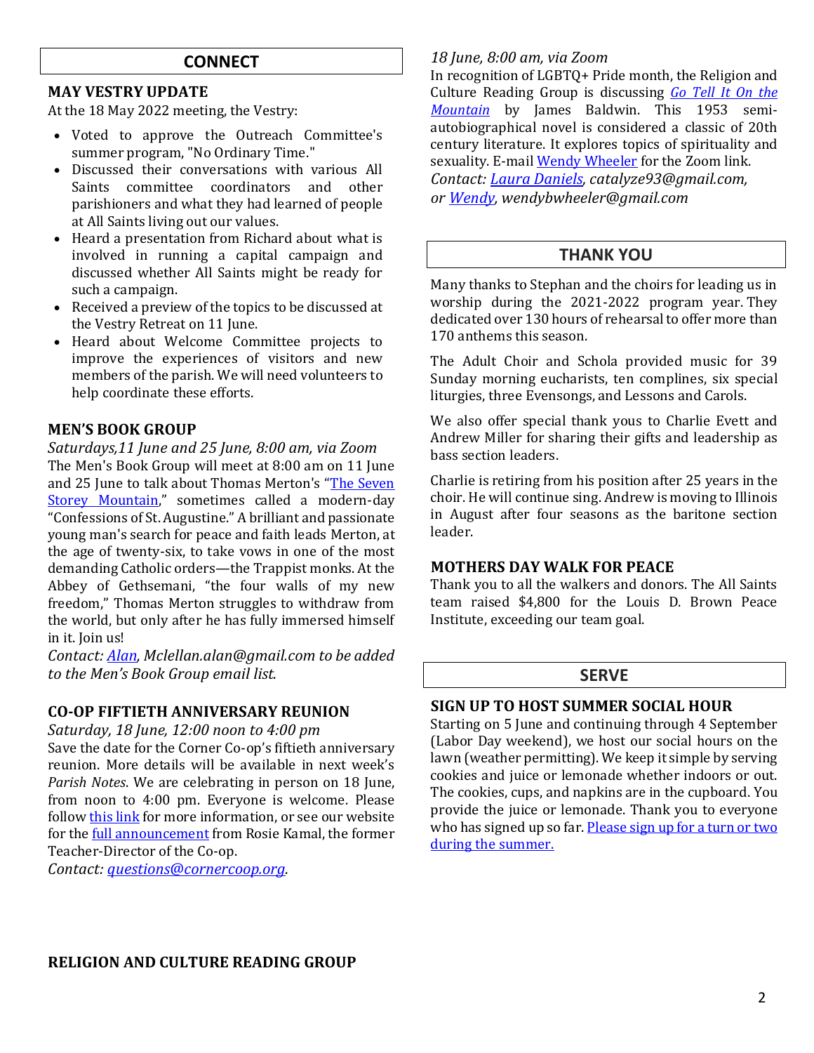## CONNECT

### MAY VESTRY UPDATE

At the 18 May 2022 meeting, the Vestry:

- Voted to approve the Outreach Committee's summer program, "No Ordinary Time."
- Discussed their conversations with various All Saints committee coordinators and other parishioners and what they had learned of people at All Saints living out our values.
- Heard a presentation from Richard about what is involved in running a capital campaign and discussed whether All Saints might be ready for such a campaign.
- Received a preview of the topics to be discussed at the Vestry Retreat on 11 June.
- Heard about Welcome Committee projects to improve the experiences of visitors and new members of the parish. We will need volunteers to help coordinate these efforts.

### MEN'S BOOK GROUP

*Saturdays,11 June and 25 June, 8:00 am, via Zoom*

The Men's Book Group will meet at 8:00 am on 11 June and 25 June to talk about Thomas Merton's "The Seven Storey Mountain," sometimes called a modern-day "Confessions of St. Augustine." A brilliant and passionate young man's search for peace and faith leads Merton, at the age of twenty-six, to take vows in one of the most demanding Catholic orders—the Trappist monks. At the Abbey of Gethsemani, "the four walls of my new freedom," Thomas Merton struggles to withdraw from the world, but only after he has fully immersed himself in it. Join us!

*Contact: Alan, Mclellan.alan@gmail.com to be added to the Men's Book Group email list.*

### CO-OP FIFTIETH ANNIVERSARY REUNION

*Saturday, 18 June, 12:00 noon to 4:00 pm*

Save the date for the Corner Co-op's fiftieth anniversary reunion. More details will be available in next week's *Parish Notes*. We are celebrating in person on 18 June, from noon to 4:00 pm. Everyone is welcome. Please follow this link for more information, or see our website for the full announcement from Rosie Kamal, the former Teacher-Director of the Co-op.

*Contact: questions@cornercoop.org.*

### RELIGION AND CULTURE READING GROUP

*18 June, 8:00 am, via Zoom*

In recognition of LGBTQ+ Pride month, the Religion and Culture Reading Group is discussing *Go Tell It On the Mountain* by James Baldwin. This 1953 semi-autobiographical novel is considered a classic of 20th century literature. It explores topics of spirituality and sexuality. E-mail Wendy Wheeler for the Zoom link.

*Contact: Laura Daniels, catalyze93@gmail.com, or Wendy, wendybwheeler@gmail.com*

## THANK YOU

Many thanks to Stephan and the choirs for leading us in worship during the 2021-2022 program year. They dedicated over 130 hours of rehearsal to offer more than 170 anthems this season.

The Adult Choir and Schola provided music for 39 Sunday morning eucharists, ten complines, six special liturgies, three Evensongs, and Lessons and Carols.

We also offer special thank yous to Charlie Evett and Andrew Miller for sharing their gifts and leadership as bass section leaders.

Charlie is retiring from his position after 25 years in the choir. He will continue sing. Andrew is moving to Illinois in August after four seasons as the baritone section leader.

### MOTHERS DAY WALK FOR PEACE

Thank you to all the walkers and donors. The All Saints team raised $4,800 for the Louis D. Brown Peace Institute, exceeding our team goal.

## SERVE

### SIGN UP TO HOST SUMMER SOCIAL HOUR

Starting on 5 June and continuing through 4 September (Labor Day weekend), we host our social hours on the lawn (weather permitting). We keep it simple by serving cookies and juice or lemonade whether indoors or out. The cookies, cups, and napkins are in the cupboard. You provide the juice or lemonade. Thank you to everyone who has signed up so far. Please sign up for a turn or two during the summer.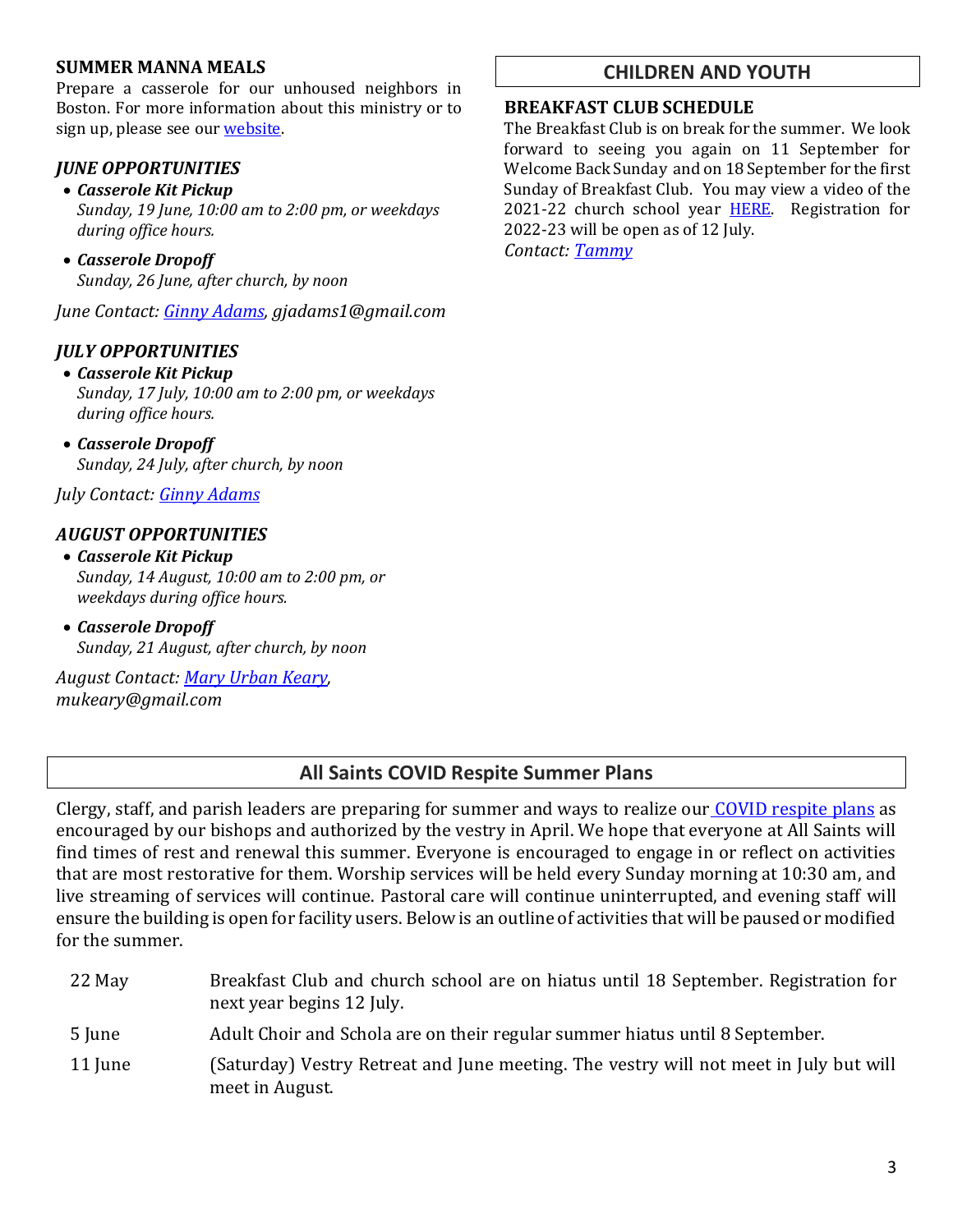**SUMMER MANNA MEALS**

Prepare a casserole for our unhoused neighbors in Boston. For more information about this ministry or to sign up, please see our website.

***JUNE OPPORTUNITIES***

- ***Casserole Kit Pickup***
  *Sunday, 19 June, 10:00 am to 2:00 pm, or weekdays during office hours.*
- ***Casserole Dropoff***
  *Sunday, 26 June, after church, by noon*

*June Contact: Ginny Adams, gjadams1@gmail.com*

***JULY OPPORTUNITIES***

- ***Casserole Kit Pickup***
  *Sunday, 17 July, 10:00 am to 2:00 pm, or weekdays during office hours.*
- ***Casserole Dropoff***
  *Sunday, 24 July, after church, by noon*

*July Contact: Ginny Adams*

***AUGUST OPPORTUNITIES***

- ***Casserole Kit Pickup***
  *Sunday, 14 August, 10:00 am to 2:00 pm, or weekdays during office hours.*
- ***Casserole Dropoff***
  *Sunday, 21 August, after church, by noon*

*August Contact: Mary Urban Keary, mukeary@gmail.com*

## CHILDREN AND YOUTH

**BREAKFAST CLUB SCHEDULE**

The Breakfast Club is on break for the summer. We look forward to seeing you again on 11 September for Welcome Back Sunday and on 18 September for the first Sunday of Breakfast Club. You may view a video of the 2021-22 church school year HERE. Registration for 2022-23 will be open as of 12 July.

*Contact: Tammy*

## All Saints COVID Respite Summer Plans

Clergy, staff, and parish leaders are preparing for summer and ways to realize our COVID respite plans as encouraged by our bishops and authorized by the vestry in April. We hope that everyone at All Saints will find times of rest and renewal this summer. Everyone is encouraged to engage in or reflect on activities that are most restorative for them. Worship services will be held every Sunday morning at 10:30 am, and live streaming of services will continue. Pastoral care will continue uninterrupted, and evening staff will ensure the building is open for facility users. Below is an outline of activities that will be paused or modified for the summer.

| | |
|---|---|
| 22 May | Breakfast Club and church school are on hiatus until 18 September. Registration for next year begins 12 July. |
| 5 June | Adult Choir and Schola are on their regular summer hiatus until 8 September. |
| 11 June | (Saturday) Vestry Retreat and June meeting. The vestry will not meet in July but will meet in August. |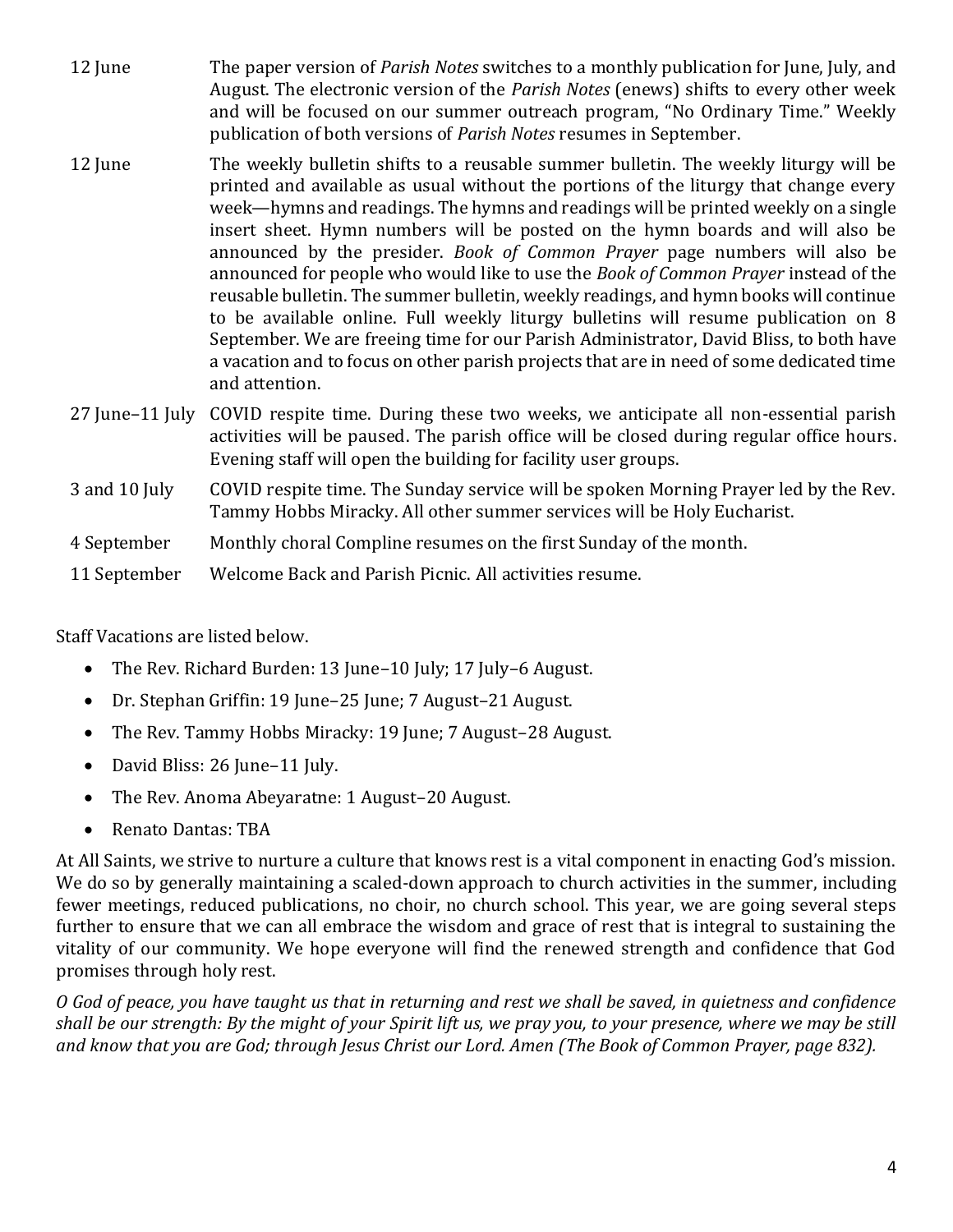| | |
|---|---|
| 12 June | The paper version of *Parish Notes* switches to a monthly publication for June, July, and August. The electronic version of the *Parish Notes* (enews) shifts to every other week and will be focused on our summer outreach program, "No Ordinary Time." Weekly publication of both versions of *Parish Notes* resumes in September. |
| 12 June | The weekly bulletin shifts to a reusable summer bulletin. The weekly liturgy will be printed and available as usual without the portions of the liturgy that change every week—hymns and readings. The hymns and readings will be printed weekly on a single insert sheet. Hymn numbers will be posted on the hymn boards and will also be announced by the presider. *Book of Common Prayer* page numbers will also be announced for people who would like to use the *Book of Common Prayer* instead of the reusable bulletin. The summer bulletin, weekly readings, and hymn books will continue to be available online. Full weekly liturgy bulletins will resume publication on 8 September. We are freeing time for our Parish Administrator, David Bliss, to both have a vacation and to focus on other parish projects that are in need of some dedicated time and attention. |
| 27 June–11 July | COVID respite time. During these two weeks, we anticipate all non-essential parish activities will be paused. The parish office will be closed during regular office hours. Evening staff will open the building for facility user groups. |
| 3 and 10 July | COVID respite time. The Sunday service will be spoken Morning Prayer led by the Rev. Tammy Hobbs Miracky. All other summer services will be Holy Eucharist. |
| 4 September | Monthly choral Compline resumes on the first Sunday of the month. |
| 11 September | Welcome Back and Parish Picnic. All activities resume. |

Staff Vacations are listed below.

- The Rev. Richard Burden: 13 June–10 July; 17 July–6 August.
- Dr. Stephan Griffin: 19 June–25 June; 7 August–21 August.
- The Rev. Tammy Hobbs Miracky: 19 June; 7 August–28 August.
- David Bliss: 26 June–11 July.
- The Rev. Anoma Abeyaratne: 1 August–20 August.
- Renato Dantas: TBA

At All Saints, we strive to nurture a culture that knows rest is a vital component in enacting God's mission. We do so by generally maintaining a scaled-down approach to church activities in the summer, including fewer meetings, reduced publications, no choir, no church school. This year, we are going several steps further to ensure that we can all embrace the wisdom and grace of rest that is integral to sustaining the vitality of our community. We hope everyone will find the renewed strength and confidence that God promises through holy rest.

*O God of peace, you have taught us that in returning and rest we shall be saved, in quietness and confidence shall be our strength: By the might of your Spirit lift us, we pray you, to your presence, where we may be still and know that you are God; through Jesus Christ our Lord. Amen (The Book of Common Prayer, page 832).*